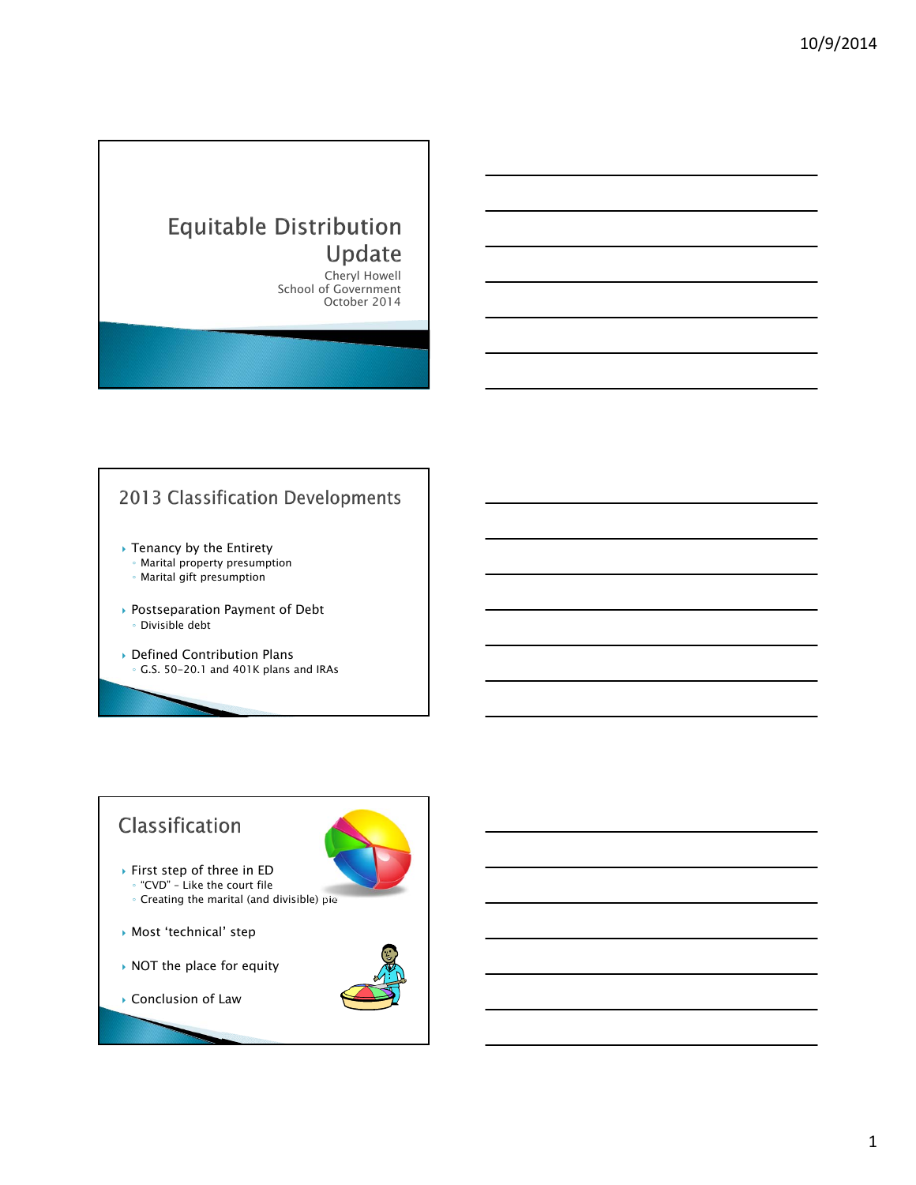# Equitable Distribution Update

Cheryl Howell
School of Government
October 2014

## 2013 Classification Developments

- Tenancy by the Entirety
  - Marital property presumption
  - Marital gift presumption
- Postseparation Payment of Debt
  - Divisible debt
- Defined Contribution Plans
  - G.S. 50-20.1 and 401K plans and IRAs

## Classification

- First step of three in ED
  - "CVD" – Like the court file
  - Creating the marital (and divisible) pie
- Most 'technical' step
- NOT the place for equity
- Conclusion of Law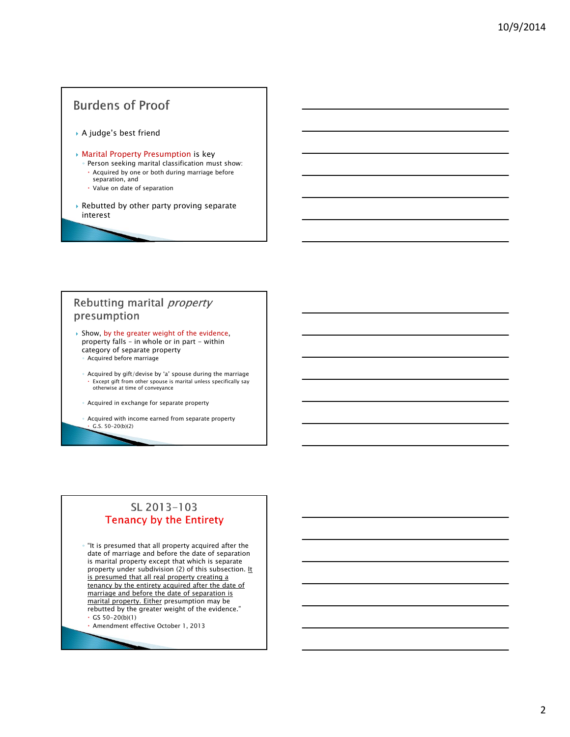## Burdens of Proof

- A judge's best friend
- Marital Property Presumption is key
  - Person seeking marital classification must show:
    - Acquired by one or both during marriage before separation, and
    - Value on date of separation
- Rebutted by other party proving separate interest

## Rebutting marital *property* presumption

- Show, by the greater weight of the evidence, property falls – in whole or in part – within category of separate property
  - Acquired before marriage
  - Acquired by gift/devise by 'a' spouse during the marriage
    - Except gift from other spouse is marital unless specifically say otherwise at time of conveyance
  - Acquired in exchange for separate property
  - Acquired with income earned from separate property
    - G.S. 50-20(b)(2)

## SL 2013-103
## Tenancy by the Entirety

- "It is presumed that all property acquired after the date of marriage and before the date of separation is marital property except that which is separate property under subdivision (2) of this subsection. <u>It is presumed that all real property creating a tenancy by the entirety acquired after the date of marriage and before the date of separation is marital property. Either</u> presumption may be rebutted by the greater weight of the evidence."
  - GS 50-20(b)(1)
  - Amendment effective October 1, 2013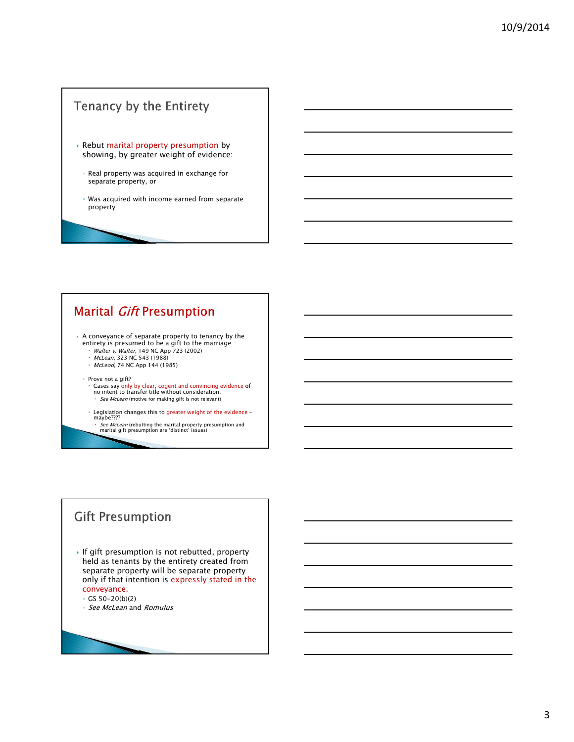## Tenancy by the Entirety

- Rebut marital property presumption by showing, by greater weight of evidence:
  - Real property was acquired in exchange for separate property, or
  - Was acquired with income earned from separate property

## Marital *Gift* Presumption

- A conveyance of separate property to tenancy by the entirety is presumed to be a gift to the marriage
  - *Walter v. Walter*, 149 NC App 723 (2002)
  - *McLean*, 323 NC 543 (1988)
  - *McLeod*, 74 NC App 144 (1985)
  - Prove not a gift?
    - Cases say only by clear, cogent and convincing evidence of no intent to transfer title without consideration.
      - *See McLean* (motive for making gift is not relevant)
    - Legislation changes this to greater weight of the evidence – maybe????
      - *See McLean* (rebutting the marital property presumption and marital gift presumption are 'distinct' issues)

## Gift Presumption

- If gift presumption is not rebutted, property held as tenants by the entirety created from separate property will be separate property only if that intention is expressly stated in the conveyance.
  - GS 50-20(b)(2)
  - *See McLean* and *Romulus*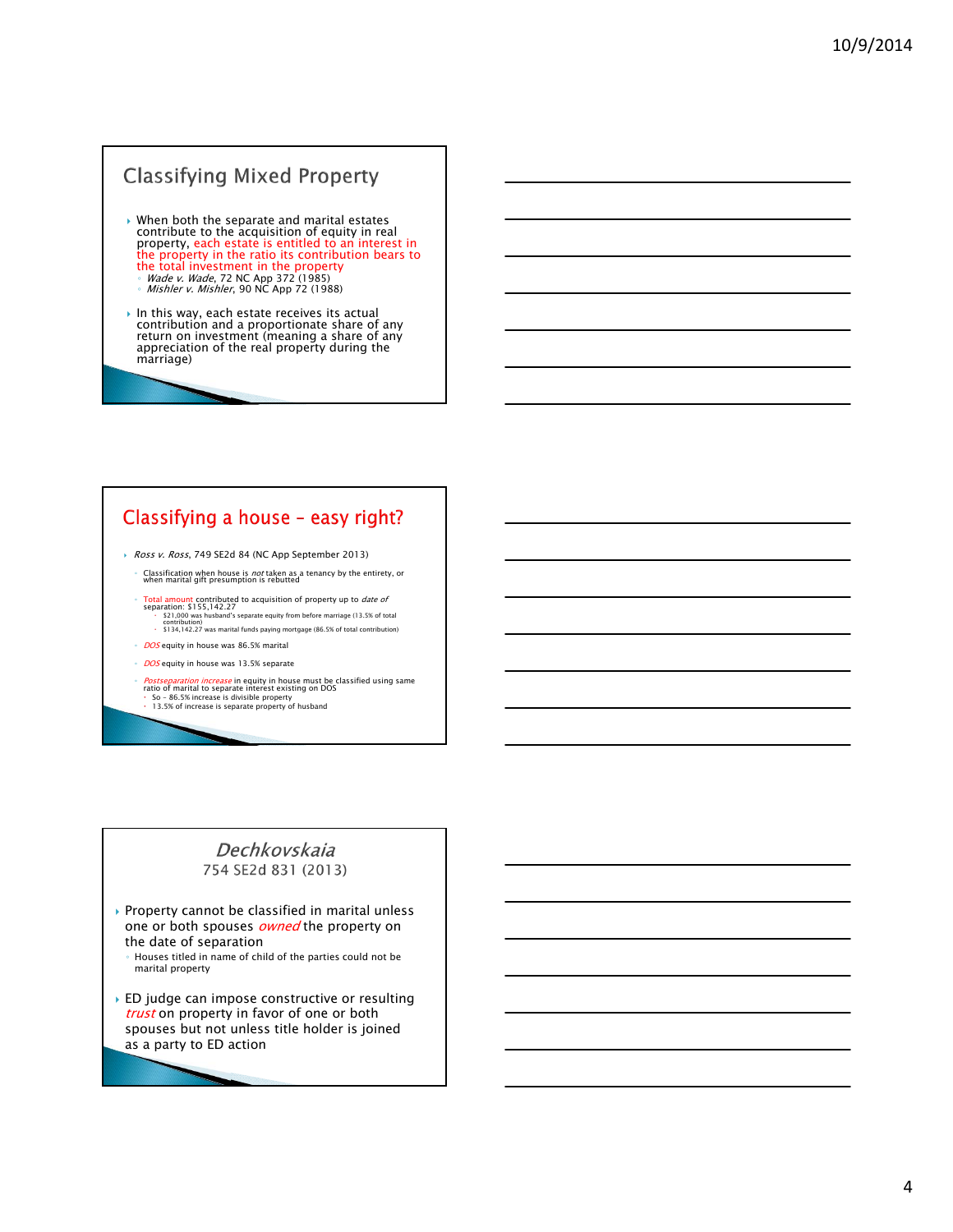## Classifying Mixed Property

- When both the separate and marital estates contribute to the acquisition of equity in real property, each estate is entitled to an interest in the property in the ratio its contribution bears to the total investment in the property
  - *Wade v. Wade*, 72 NC App 372 (1985)
  - *Mishler v. Mishler*, 90 NC App 72 (1988)
- In this way, each estate receives its actual contribution and a proportionate share of any return on investment (meaning a share of any appreciation of the real property during the marriage)

## Classifying a house – easy right?

- *Ross v. Ross*, 749 SE2d 84 (NC App September 2013)
  - Classification when house is *not* taken as a tenancy by the entirety, or when marital gift presumption is rebutted
  - Total amount contributed to acquisition of property up to *date of separation*: $155,142.27
    - $21,000 was husband's separate equity from before marriage (13.5% of total contribution)
    - $134,142.27 was marital funds paying mortgage (86.5% of total contribution)
  - *DOS* equity in house was 86.5% marital
  - *DOS* equity in house was 13.5% separate
  - *Postseparation increase* in equity in house must be classified using same ratio of marital to separate interest existing on DOS
    - So – 86.5% increase is divisible property
    - 13.5% of increase is separate property of husband

## *Dechkovskaia*
754 SE2d 831 (2013)

- Property cannot be classified in marital unless one or both spouses *owned* the property on the date of separation
  - Houses titled in name of child of the parties could not be marital property
- ED judge can impose constructive or resulting *trust* on property in favor of one or both spouses but not unless title holder is joined as a party to ED action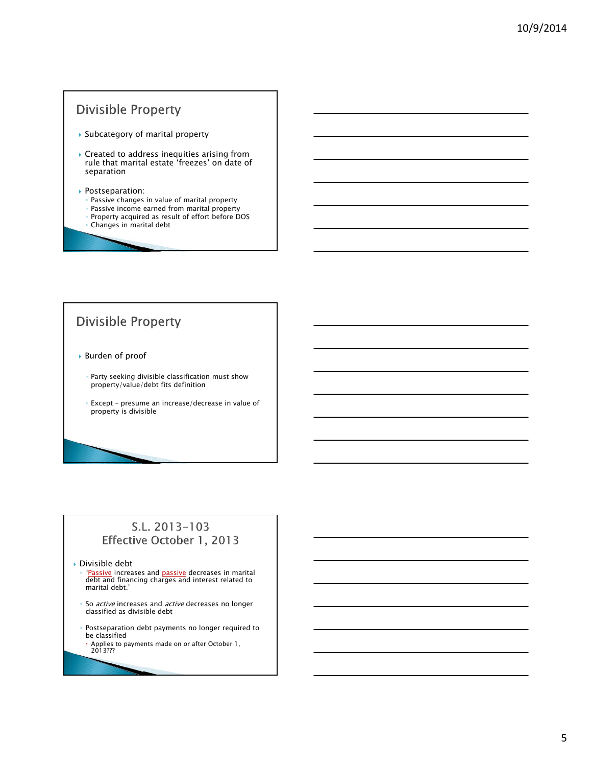## Divisible Property

- Subcategory of marital property
- Created to address inequities arising from rule that marital estate 'freezes' on date of separation
- Postseparation:
  - Passive changes in value of marital property
  - Passive income earned from marital property
  - Property acquired as result of effort before DOS
  - Changes in marital debt

## Divisible Property

- Burden of proof
  - Party seeking divisible classification must show property/value/debt fits definition
  - Except – presume an increase/decrease in value of property is divisible

## S.L. 2013-103 Effective October 1, 2013

- Divisible debt
  - "Passive increases and passive decreases in marital debt and financing charges and interest related to marital debt."
  - So *active* increases and *active* decreases no longer classified as divisible debt
  - Postseparation debt payments no longer required to be classified
    - Applies to payments made on or after October 1, 2013???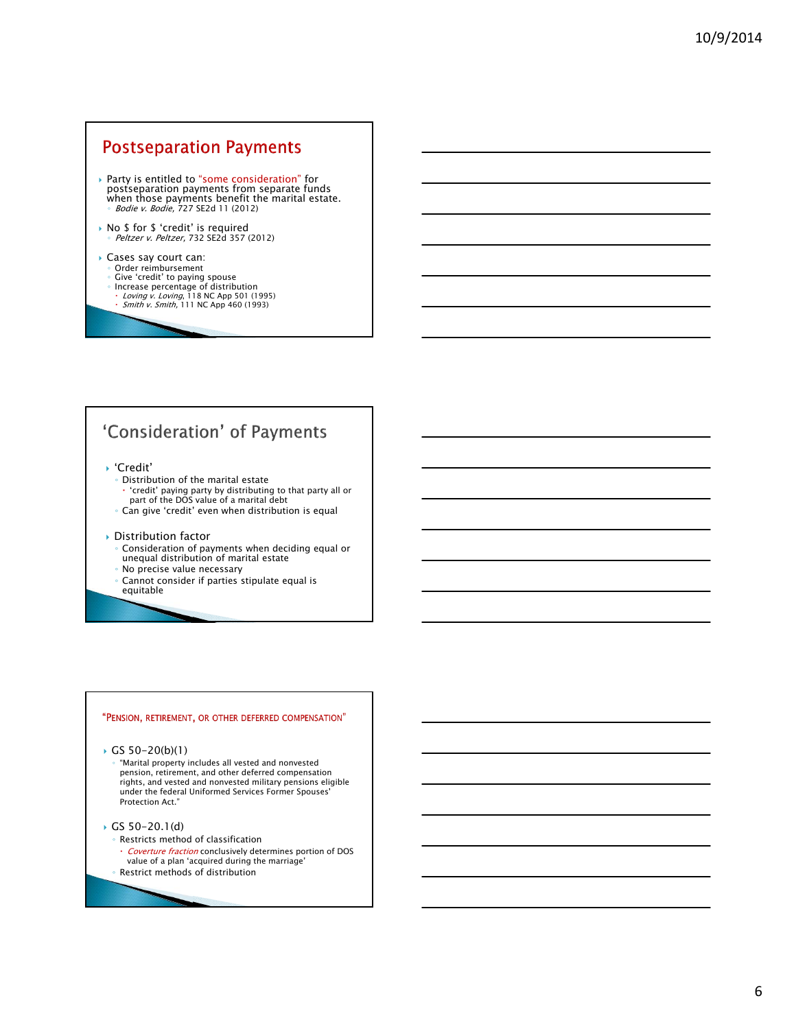## Postseparation Payments

- Party is entitled to "some consideration" for postseparation payments from separate funds when those payments benefit the marital estate.
  - *Bodie v. Bodie*, 727 SE2d 11 (2012)
- No $ for $ 'credit' is required
  - *Peltzer v. Peltzer*, 732 SE2d 357 (2012)
- Cases say court can:
  - Order reimbursement
  - Give 'credit' to paying spouse
  - Increase percentage of distribution
    - *Loving v. Loving*, 118 NC App 501 (1995)
    - *Smith v. Smith*, 111 NC App 460 (1993)

## 'Consideration' of Payments

- 'Credit'
  - Distribution of the marital estate
    - 'credit' paying party by distributing to that party all or part of the DOS value of a marital debt
  - Can give 'credit' even when distribution is equal
- Distribution factor
  - Consideration of payments when deciding equal or unequal distribution of marital estate
  - No precise value necessary
  - Cannot consider if parties stipulate equal is equitable

## "Pension, Retirement, or Other Deferred Compensation"

- GS 50-20(b)(1)
  - "Marital property includes all vested and nonvested pension, retirement, and other deferred compensation rights, and vested and nonvested military pensions eligible under the federal Uniformed Services Former Spouses' Protection Act."
- GS 50-20.1(d)
  - Restricts method of classification
    - *Coverture fraction* conclusively determines portion of DOS value of a plan 'acquired during the marriage'
  - Restrict methods of distribution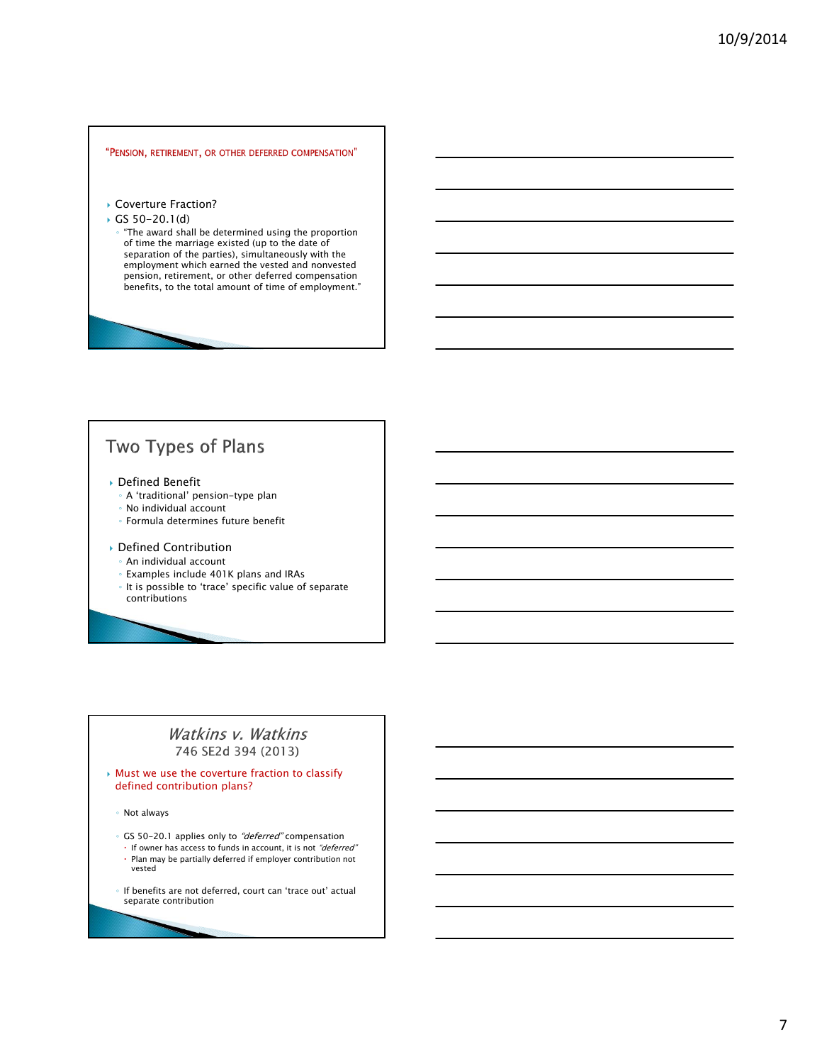## "Pension, retirement, or other deferred compensation"

- Coverture Fraction?
- GS 50-20.1(d)
  - "The award shall be determined using the proportion of time the marriage existed (up to the date of separation of the parties), simultaneously with the employment which earned the vested and nonvested pension, retirement, or other deferred compensation benefits, to the total amount of time of employment."

## Two Types of Plans

- Defined Benefit
  - A 'traditional' pension-type plan
  - No individual account
  - Formula determines future benefit
- Defined Contribution
  - An individual account
  - Examples include 401K plans and IRAs
  - It is possible to 'trace' specific value of separate contributions

## *Watkins v. Watkins*
746 SE2d 394 (2013)

- Must we use the coverture fraction to classify defined contribution plans?
  - Not always
  - GS 50-20.1 applies only to *"deferred"* compensation
    - If owner has access to funds in account, it is not *"deferred"*
    - Plan may be partially deferred if employer contribution not vested
  - If benefits are not deferred, court can 'trace out' actual separate contribution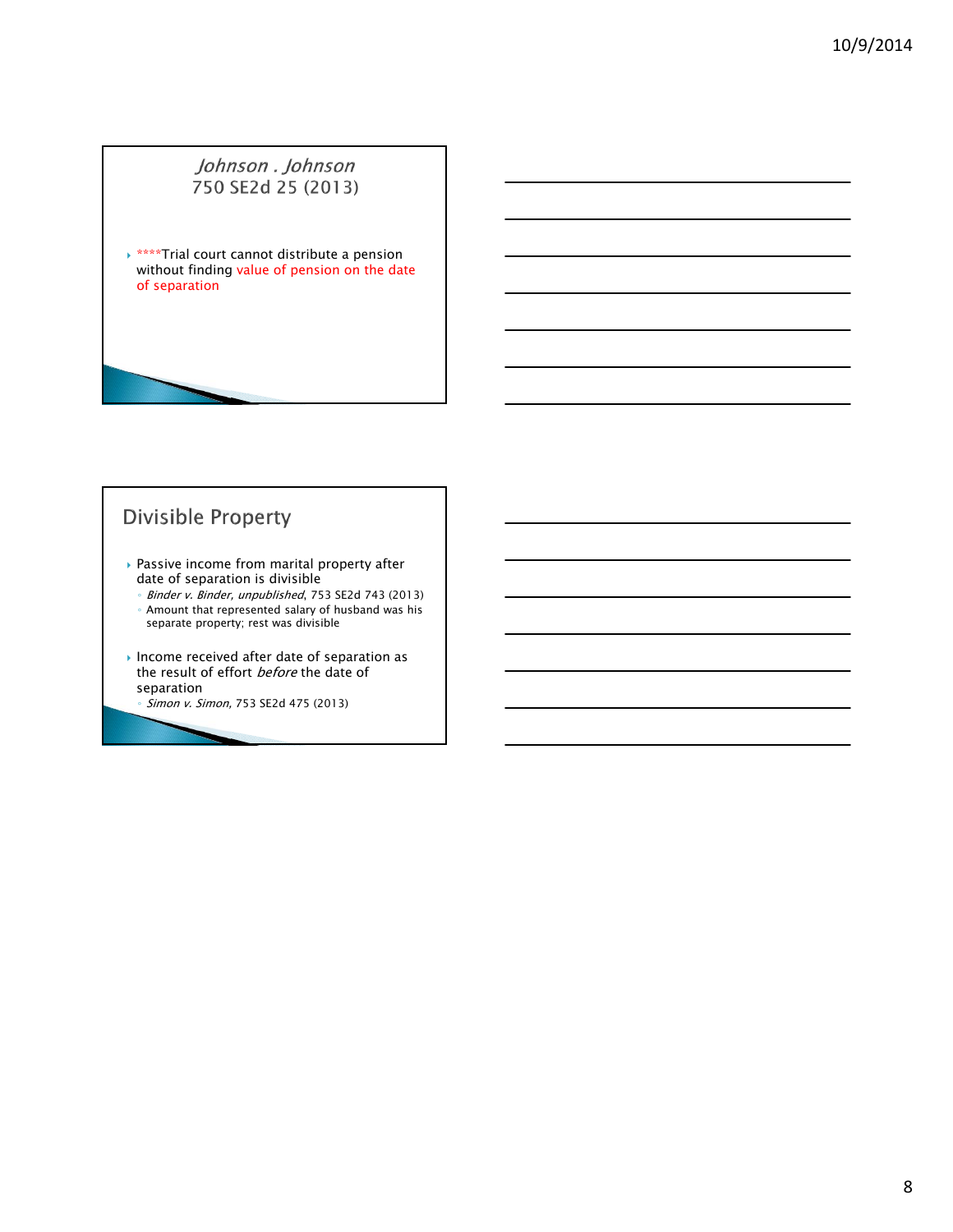## *Johnson . Johnson* 750 SE2d 25 (2013)

- ****Trial court cannot distribute a pension without finding value of pension on the date of separation

## Divisible Property

- Passive income from marital property after date of separation is divisible
  - *Binder v. Binder, unpublished*, 753 SE2d 743 (2013)
  - Amount that represented salary of husband was his separate property; rest was divisible
- Income received after date of separation as the result of effort *before* the date of separation
  - *Simon v. Simon*, 753 SE2d 475 (2013)